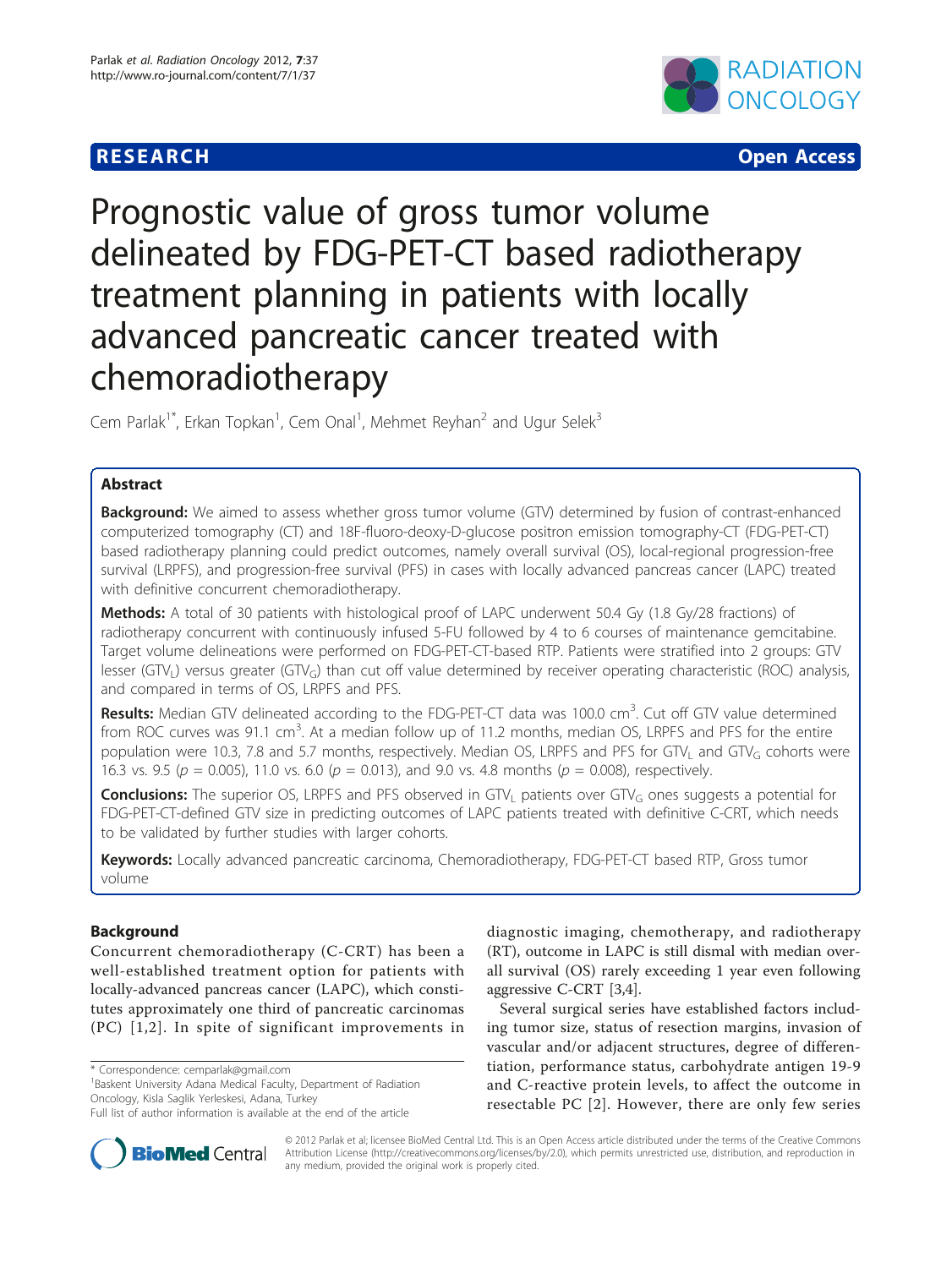RESEARCH Open Access

# Prognostic value of gross tumor volume delineated by FDG-PET-CT based radiotherapy treatment planning in patients with locally advanced pancreatic cancer treated with chemoradiotherapy

Cem Parlak[1*], Erkan Topkan[1], Cem Onal[1], Mehmet Reyhan[2] and Ugur Selek[3]

## Abstract

**Background:** We aimed to assess whether gross tumor volume (GTV) determined by fusion of contrast-enhanced computerized tomography (CT) and 18F-fluoro-deoxy-D-glucose positron emission tomography-CT (FDG-PET-CT) based radiotherapy planning could predict outcomes, namely overall survival (OS), local-regional progression-free survival (LRPFS), and progression-free survival (PFS) in cases with locally advanced pancreas cancer (LAPC) treated with definitive concurrent chemoradiotherapy.

**Methods:** A total of 30 patients with histological proof of LAPC underwent 50.4 Gy (1.8 Gy/28 fractions) of radiotherapy concurrent with continuously infused 5-FU followed by 4 to 6 courses of maintenance gemcitabine. Target volume delineations were performed on FDG-PET-CT-based RTP. Patients were stratified into 2 groups: GTV lesser ($GTV_L$) versus greater ($GTV_G$) than cut off value determined by receiver operating characteristic (ROC) analysis, and compared in terms of OS, LRPFS and PFS.

**Results:** Median GTV delineated according to the FDG-PET-CT data was 100.0 $cm^3$. Cut off GTV value determined from ROC curves was 91.1 $cm^3$. At a median follow up of 11.2 months, median OS, LRPFS and PFS for the entire population were 10.3, 7.8 and 5.7 months, respectively. Median OS, LRPFS and PFS for $GTV_L$ and $GTV_G$ cohorts were 16.3 vs. 9.5 ($p = 0.005$), 11.0 vs. 6.0 ($p = 0.013$), and 9.0 vs. 4.8 months ($p = 0.008$), respectively.

**Conclusions:** The superior OS, LRPFS and PFS observed in $GTV_L$ patients over $GTV_G$ ones suggests a potential for FDG-PET-CT-defined GTV size in predicting outcomes of LAPC patients treated with definitive C-CRT, which needs to be validated by further studies with larger cohorts.

**Keywords:** Locally advanced pancreatic carcinoma, Chemoradiotherapy, FDG-PET-CT based RTP, Gross tumor volume

## Background

Concurrent chemoradiotherapy (C-CRT) has been a well-established treatment option for patients with locally-advanced pancreas cancer (LAPC), which constitutes approximately one third of pancreatic carcinomas (PC) [1,2]. In spite of significant improvements in diagnostic imaging, chemotherapy, and radiotherapy (RT), outcome in LAPC is still dismal with median overall survival (OS) rarely exceeding 1 year even following aggressive C-CRT [3,4].

Several surgical series have established factors including tumor size, status of resection margins, invasion of vascular and/or adjacent structures, degree of differentiation, performance status, carbohydrate antigen 19-9 and C-reactive protein levels, to affect the outcome in resectable PC [2]. However, there are only few series

\* Correspondence: cemparlak@gmail.com
[1]Baskent University Adana Medical Faculty, Department of Radiation Oncology, Kisla Saglik Yerleskesi, Adana, Turkey
Full list of author information is available at the end of the article

© 2012 Parlak et al; licensee BioMed Central Ltd. This is an Open Access article distributed under the terms of the Creative Commons Attribution License (http://creativecommons.org/licenses/by/2.0), which permits unrestricted use, distribution, and reproduction in any medium, provided the original work is properly cited.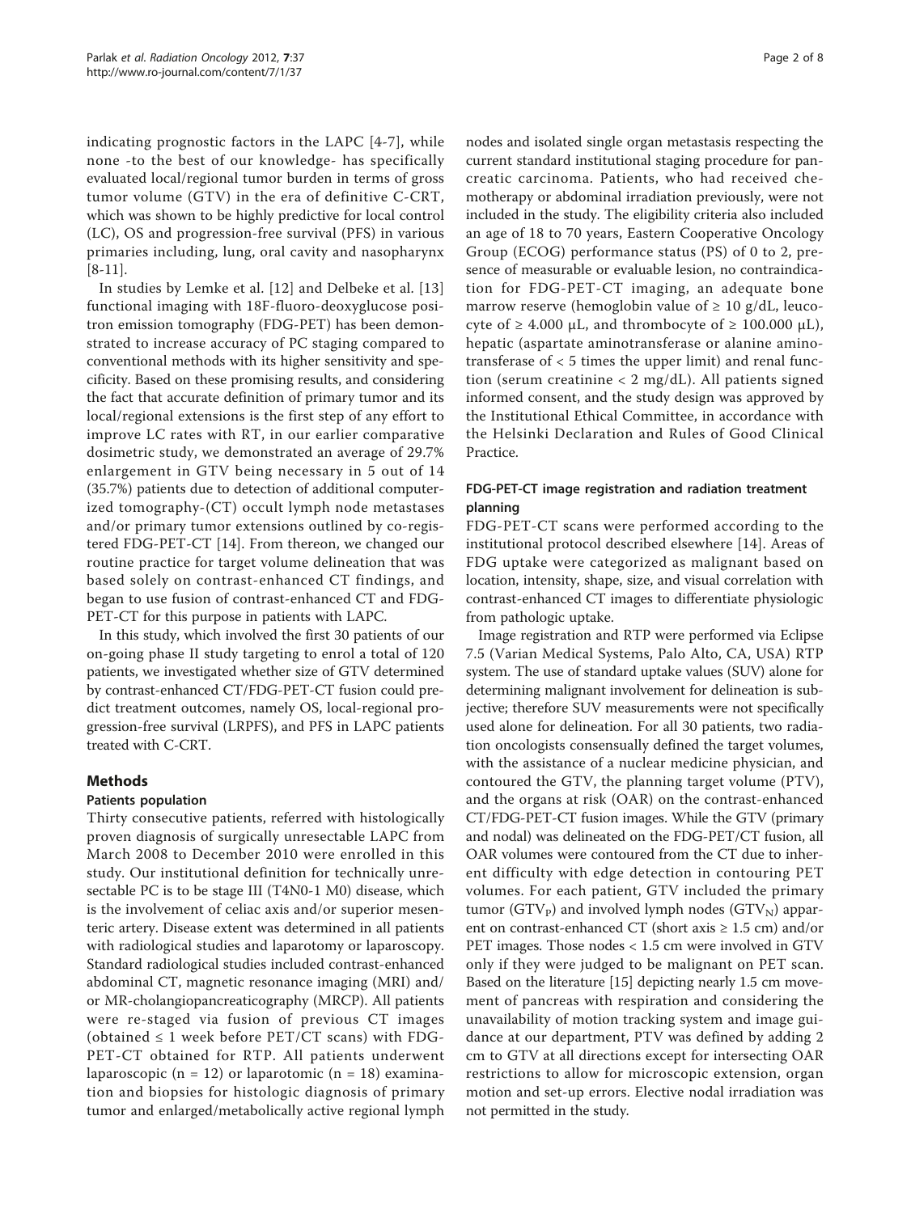indicating prognostic factors in the LAPC [4-7], while none -to the best of our knowledge- has specifically evaluated local/regional tumor burden in terms of gross tumor volume (GTV) in the era of definitive C-CRT, which was shown to be highly predictive for local control (LC), OS and progression-free survival (PFS) in various primaries including, lung, oral cavity and nasopharynx [8-11].

In studies by Lemke et al. [12] and Delbeke et al. [13] functional imaging with 18F-fluoro-deoxyglucose positron emission tomography (FDG-PET) has been demonstrated to increase accuracy of PC staging compared to conventional methods with its higher sensitivity and specificity. Based on these promising results, and considering the fact that accurate definition of primary tumor and its local/regional extensions is the first step of any effort to improve LC rates with RT, in our earlier comparative dosimetric study, we demonstrated an average of 29.7% enlargement in GTV being necessary in 5 out of 14 (35.7%) patients due to detection of additional computerized tomography-(CT) occult lymph node metastases and/or primary tumor extensions outlined by co-registered FDG-PET-CT [14]. From thereon, we changed our routine practice for target volume delineation that was based solely on contrast-enhanced CT findings, and began to use fusion of contrast-enhanced CT and FDG-PET-CT for this purpose in patients with LAPC.

In this study, which involved the first 30 patients of our on-going phase II study targeting to enrol a total of 120 patients, we investigated whether size of GTV determined by contrast-enhanced CT/FDG-PET-CT fusion could predict treatment outcomes, namely OS, local-regional progression-free survival (LRPFS), and PFS in LAPC patients treated with C-CRT.

## Methods

### Patients population

Thirty consecutive patients, referred with histologically proven diagnosis of surgically unresectable LAPC from March 2008 to December 2010 were enrolled in this study. Our institutional definition for technically unresectable PC is to be stage III (T4N0-1 M0) disease, which is the involvement of celiac axis and/or superior mesenteric artery. Disease extent was determined in all patients with radiological studies and laparotomy or laparoscopy. Standard radiological studies included contrast-enhanced abdominal CT, magnetic resonance imaging (MRI) and/or MR-cholangiopancreaticography (MRCP). All patients were re-staged via fusion of previous CT images (obtained ≤ 1 week before PET/CT scans) with FDG-PET-CT obtained for RTP. All patients underwent laparoscopic (n = 12) or laparotomic (n = 18) examination and biopsies for histologic diagnosis of primary tumor and enlarged/metabolically active regional lymph nodes and isolated single organ metastasis respecting the current standard institutional staging procedure for pancreatic carcinoma. Patients, who had received chemotherapy or abdominal irradiation previously, were not included in the study. The eligibility criteria also included an age of 18 to 70 years, Eastern Cooperative Oncology Group (ECOG) performance status (PS) of 0 to 2, presence of measurable or evaluable lesion, no contraindication for FDG-PET-CT imaging, an adequate bone marrow reserve (hemoglobin value of ≥ 10 g/dL, leucocyte of ≥ 4.000 μL, and thrombocyte of ≥ 100.000 μL), hepatic (aspartate aminotransferase or alanine aminotransferase of < 5 times the upper limit) and renal function (serum creatinine < 2 mg/dL). All patients signed informed consent, and the study design was approved by the Institutional Ethical Committee, in accordance with the Helsinki Declaration and Rules of Good Clinical Practice.

### FDG-PET-CT image registration and radiation treatment planning

FDG-PET-CT scans were performed according to the institutional protocol described elsewhere [14]. Areas of FDG uptake were categorized as malignant based on location, intensity, shape, size, and visual correlation with contrast-enhanced CT images to differentiate physiologic from pathologic uptake.

Image registration and RTP were performed via Eclipse 7.5 (Varian Medical Systems, Palo Alto, CA, USA) RTP system. The use of standard uptake values (SUV) alone for determining malignant involvement for delineation is subjective; therefore SUV measurements were not specifically used alone for delineation. For all 30 patients, two radiation oncologists consensually defined the target volumes, with the assistance of a nuclear medicine physician, and contoured the GTV, the planning target volume (PTV), and the organs at risk (OAR) on the contrast-enhanced CT/FDG-PET-CT fusion images. While the GTV (primary and nodal) was delineated on the FDG-PET/CT fusion, all OAR volumes were contoured from the CT due to inherent difficulty with edge detection in contouring PET volumes. For each patient, GTV included the primary tumor ($GTV_P$) and involved lymph nodes ($GTV_N$) apparent on contrast-enhanced CT (short axis ≥ 1.5 cm) and/or PET images. Those nodes < 1.5 cm were involved in GTV only if they were judged to be malignant on PET scan. Based on the literature [15] depicting nearly 1.5 cm movement of pancreas with respiration and considering the unavailability of motion tracking system and image guidance at our department, PTV was defined by adding 2 cm to GTV at all directions except for intersecting OAR restrictions to allow for microscopic extension, organ motion and set-up errors. Elective nodal irradiation was not permitted in the study.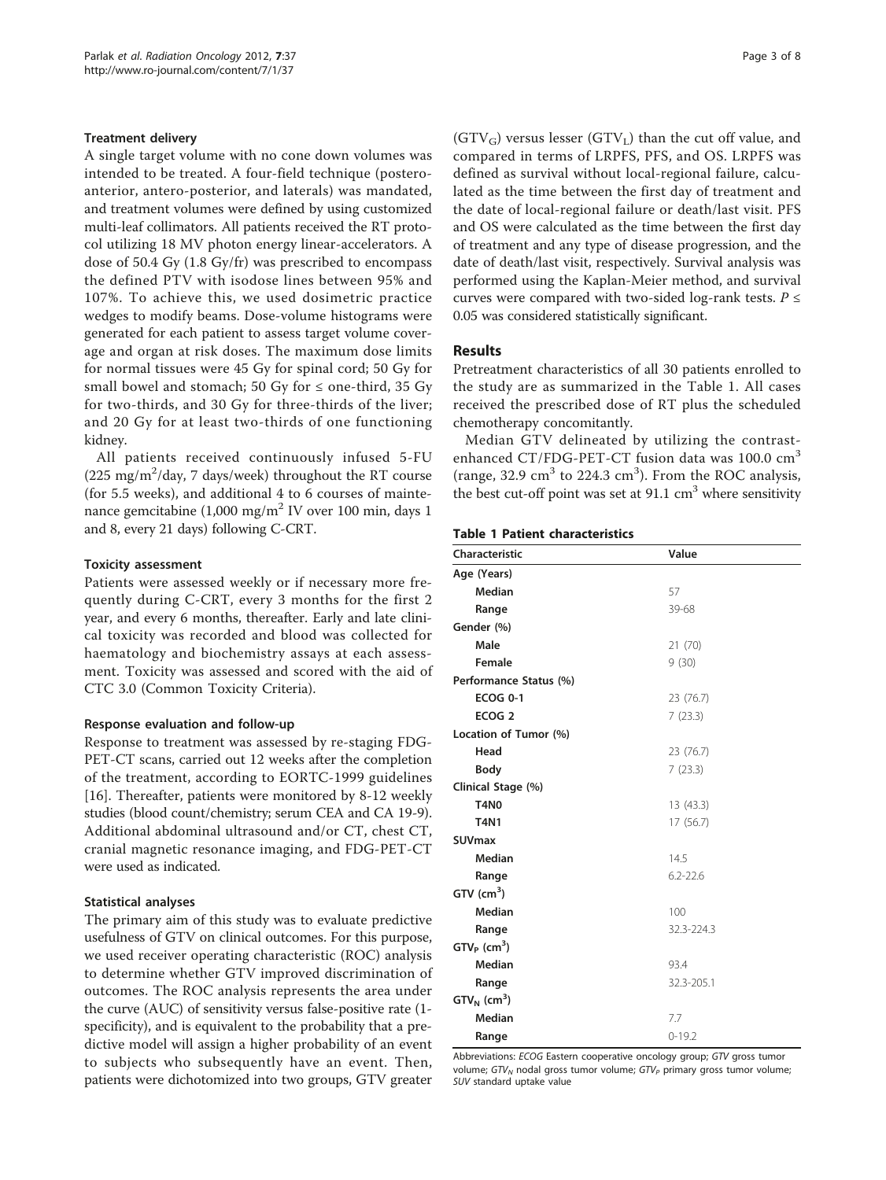### Treatment delivery

A single target volume with no cone down volumes was intended to be treated. A four-field technique (postero-anterior, antero-posterior, and laterals) was mandated, and treatment volumes were defined by using customized multi-leaf collimators. All patients received the RT protocol utilizing 18 MV photon energy linear-accelerators. A dose of 50.4 Gy (1.8 Gy/fr) was prescribed to encompass the defined PTV with isodose lines between 95% and 107%. To achieve this, we used dosimetric practice wedges to modify beams. Dose-volume histograms were generated for each patient to assess target volume coverage and organ at risk doses. The maximum dose limits for normal tissues were 45 Gy for spinal cord; 50 Gy for small bowel and stomach; 50 Gy for ≤ one-third, 35 Gy for two-thirds, and 30 Gy for three-thirds of the liver; and 20 Gy for at least two-thirds of one functioning kidney.

All patients received continuously infused 5-FU (225 $mg/m^2$/day, 7 days/week) throughout the RT course (for 5.5 weeks), and additional 4 to 6 courses of maintenance gemcitabine (1,000 $mg/m^2$ IV over 100 min, days 1 and 8, every 21 days) following C-CRT.

### Toxicity assessment

Patients were assessed weekly or if necessary more frequently during C-CRT, every 3 months for the first 2 year, and every 6 months, thereafter. Early and late clinical toxicity was recorded and blood was collected for haematology and biochemistry assays at each assessment. Toxicity was assessed and scored with the aid of CTC 3.0 (Common Toxicity Criteria).

### Response evaluation and follow-up

Response to treatment was assessed by re-staging FDG-PET-CT scans, carried out 12 weeks after the completion of the treatment, according to EORTC-1999 guidelines [16]. Thereafter, patients were monitored by 8-12 weekly studies (blood count/chemistry; serum CEA and CA 19-9). Additional abdominal ultrasound and/or CT, chest CT, cranial magnetic resonance imaging, and FDG-PET-CT were used as indicated.

### Statistical analyses

The primary aim of this study was to evaluate predictive usefulness of GTV on clinical outcomes. For this purpose, we used receiver operating characteristic (ROC) analysis to determine whether GTV improved discrimination of outcomes. The ROC analysis represents the area under the curve (AUC) of sensitivity versus false-positive rate (1-specificity), and is equivalent to the probability that a predictive model will assign a higher probability of an event to subjects who subsequently have an event. Then, patients were dichotomized into two groups, GTV greater ($GTV_G$) versus lesser ($GTV_L$) than the cut off value, and compared in terms of LRPFS, PFS, and OS. LRPFS was defined as survival without local-regional failure, calculated as the time between the first day of treatment and the date of local-regional failure or death/last visit. PFS and OS were calculated as the time between the first day of treatment and any type of disease progression, and the date of death/last visit, respectively. Survival analysis was performed using the Kaplan-Meier method, and survival curves were compared with two-sided log-rank tests. $P \leq 0.05$ was considered statistically significant.

## Results

Pretreatment characteristics of all 30 patients enrolled to the study are as summarized in the Table 1. All cases received the prescribed dose of RT plus the scheduled chemotherapy concomitantly.

Median GTV delineated by utilizing the contrast-enhanced CT/FDG-PET-CT fusion data was 100.0 $cm^3$ (range, 32.9 $cm^3$ to 224.3 $cm^3$). From the ROC analysis, the best cut-off point was set at 91.1 $cm^3$ where sensitivity

**Table 1 Patient characteristics**

| Characteristic | Value |
|---|---|
| **Age (Years)** | |
| **Median** | 57 |
| **Range** | 39-68 |
| **Gender (%)** | |
| **Male** | 21 (70) |
| **Female** | 9 (30) |
| **Performance Status (%)** | |
| **ECOG 0-1** | 23 (76.7) |
| **ECOG 2** | 7 (23.3) |
| **Location of Tumor (%)** | |
| **Head** | 23 (76.7) |
| **Body** | 7 (23.3) |
| **Clinical Stage (%)** | |
| **T4N0** | 13 (43.3) |
| **T4N1** | 17 (56.7) |
| **SUVmax** | |
| **Median** | 14.5 |
| **Range** | 6.2-22.6 |
| **GTV ($cm^3$)** | |
| **Median** | 100 |
| **Range** | 32.3-224.3 |
| **$GTV_P$ ($cm^3$)** | |
| **Median** | 93.4 |
| **Range** | 32.3-205.1 |
| **$GTV_N$ ($cm^3$)** | |
| **Median** | 7.7 |
| **Range** | 0-19.2 |

Abbreviations: *ECOG* Eastern cooperative oncology group; *GTV* gross tumor volume; *$GTV_N$* nodal gross tumor volume; *$GTV_P$* primary gross tumor volume; *SUV* standard uptake value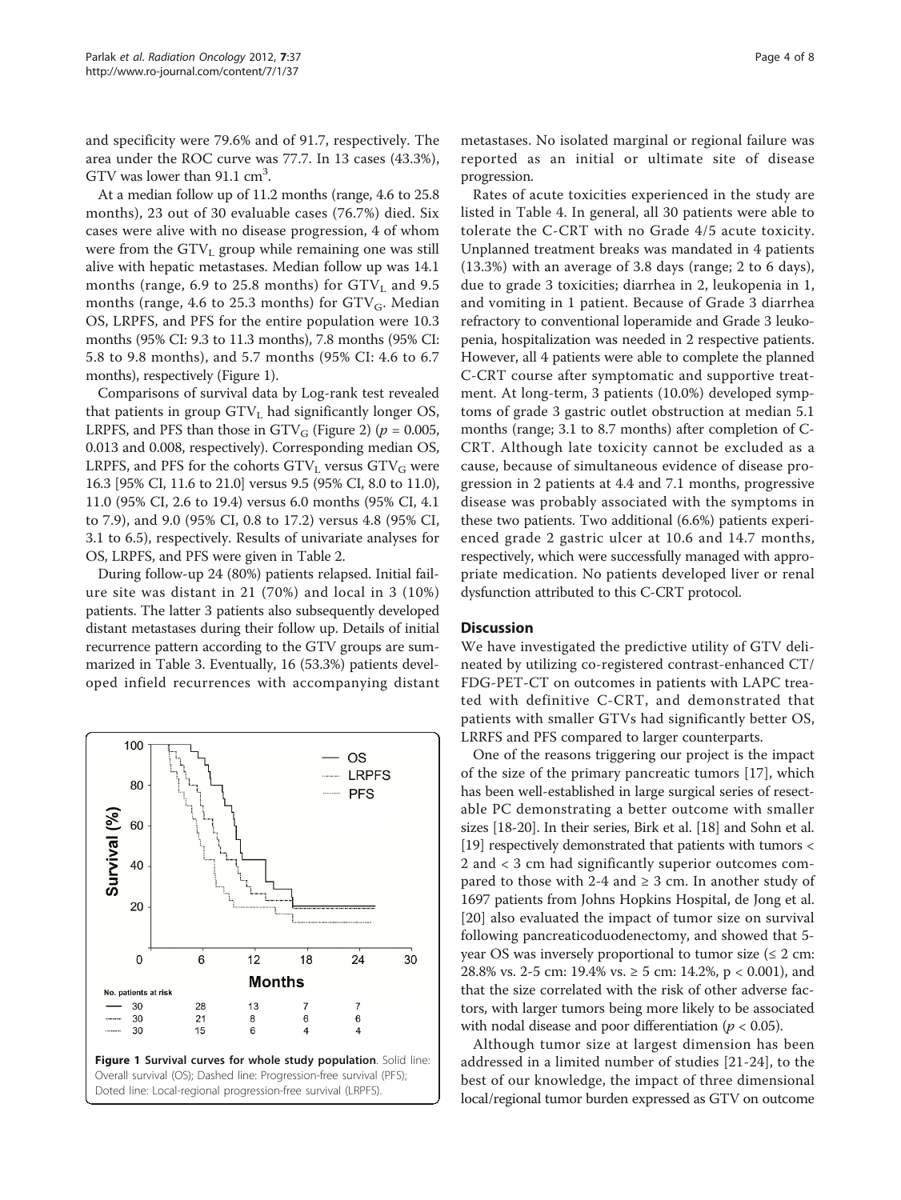and specificity were 79.6% and of 91.7, respectively. The area under the ROC curve was 77.7. In 13 cases (43.3%), GTV was lower than 91.1 cm$^3$.

At a median follow up of 11.2 months (range, 4.6 to 25.8 months), 23 out of 30 evaluable cases (76.7%) died. Six cases were alive with no disease progression, 4 of whom were from the $GTV_L$ group while remaining one was still alive with hepatic metastases. Median follow up was 14.1 months (range, 6.9 to 25.8 months) for $GTV_L$ and 9.5 months (range, 4.6 to 25.3 months) for $GTV_G$. Median OS, LRPFS, and PFS for the entire population were 10.3 months (95% CI: 9.3 to 11.3 months), 7.8 months (95% CI: 5.8 to 9.8 months), and 5.7 months (95% CI: 4.6 to 6.7 months), respectively (Figure 1).

Comparisons of survival data by Log-rank test revealed that patients in group $GTV_L$ had significantly longer OS, LRPFS, and PFS than those in $GTV_G$ (Figure 2) ($p$ = 0.005, 0.013 and 0.008, respectively). Corresponding median OS, LRPFS, and PFS for the cohorts $GTV_L$ versus $GTV_G$ were 16.3 [95% CI, 11.6 to 21.0] versus 9.5 (95% CI, 8.0 to 11.0), 11.0 (95% CI, 2.6 to 19.4) versus 6.0 months (95% CI, 4.1 to 7.9), and 9.0 (95% CI, 0.8 to 17.2) versus 4.8 (95% CI, 3.1 to 6.5), respectively. Results of univariate analyses for OS, LRPFS, and PFS were given in Table 2.

During follow-up 24 (80%) patients relapsed. Initial failure site was distant in 21 (70%) and local in 3 (10%) patients. The latter 3 patients also subsequently developed distant metastases during their follow up. Details of initial recurrence pattern according to the GTV groups are summarized in Table 3. Eventually, 16 (53.3%) patients developed infield recurrences with accompanying distant metastases. No isolated marginal or regional failure was reported as an initial or ultimate site of disease progression.

**Figure 1 Survival curves for whole study population**. Solid line: Overall survival (OS); Dashed line: Progression-free survival (PFS); Doted line: Local-regional progression-free survival (LRPFS).

Rates of acute toxicities experienced in the study are listed in Table 4. In general, all 30 patients were able to tolerate the C-CRT with no Grade 4/5 acute toxicity. Unplanned treatment breaks was mandated in 4 patients (13.3%) with an average of 3.8 days (range; 2 to 6 days), due to grade 3 toxicities; diarrhea in 2, leukopenia in 1, and vomiting in 1 patient. Because of Grade 3 diarrhea refractory to conventional loperamide and Grade 3 leukopenia, hospitalization was needed in 2 respective patients. However, all 4 patients were able to complete the planned C-CRT course after symptomatic and supportive treatment. At long-term, 3 patients (10.0%) developed symptoms of grade 3 gastric outlet obstruction at median 5.1 months (range; 3.1 to 8.7 months) after completion of C-CRT. Although late toxicity cannot be excluded as a cause, because of simultaneous evidence of disease progression in 2 patients at 4.4 and 7.1 months, progressive disease was probably associated with the symptoms in these two patients. Two additional (6.6%) patients experienced grade 2 gastric ulcer at 10.6 and 14.7 months, respectively, which were successfully managed with appropriate medication. No patients developed liver or renal dysfunction attributed to this C-CRT protocol.

## Discussion

We have investigated the predictive utility of GTV delineated by utilizing co-registered contrast-enhanced CT/FDG-PET-CT on outcomes in patients with LAPC treated with definitive C-CRT, and demonstrated that patients with smaller GTVs had significantly better OS, LRRFS and PFS compared to larger counterparts.

One of the reasons triggering our project is the impact of the size of the primary pancreatic tumors [17], which has been well-established in large surgical series of resectable PC demonstrating a better outcome with smaller sizes [18-20]. In their series, Birk et al. [18] and Sohn et al. [19] respectively demonstrated that patients with tumors < 2 and < 3 cm had significantly superior outcomes compared to those with 2-4 and ≥ 3 cm. In another study of 1697 patients from Johns Hopkins Hospital, de Jong et al. [20] also evaluated the impact of tumor size on survival following pancreaticoduodenectomy, and showed that 5-year OS was inversely proportional to tumor size (≤ 2 cm: 28.8% vs. 2-5 cm: 19.4% vs. ≥ 5 cm: 14.2%, p < 0.001), and that the size correlated with the risk of other adverse factors, with larger tumors being more likely to be associated with nodal disease and poor differentiation ($p$ < 0.05).

Although tumor size at largest dimension has been addressed in a limited number of studies [21-24], to the best of our knowledge, the impact of three dimensional local/regional tumor burden expressed as GTV on outcome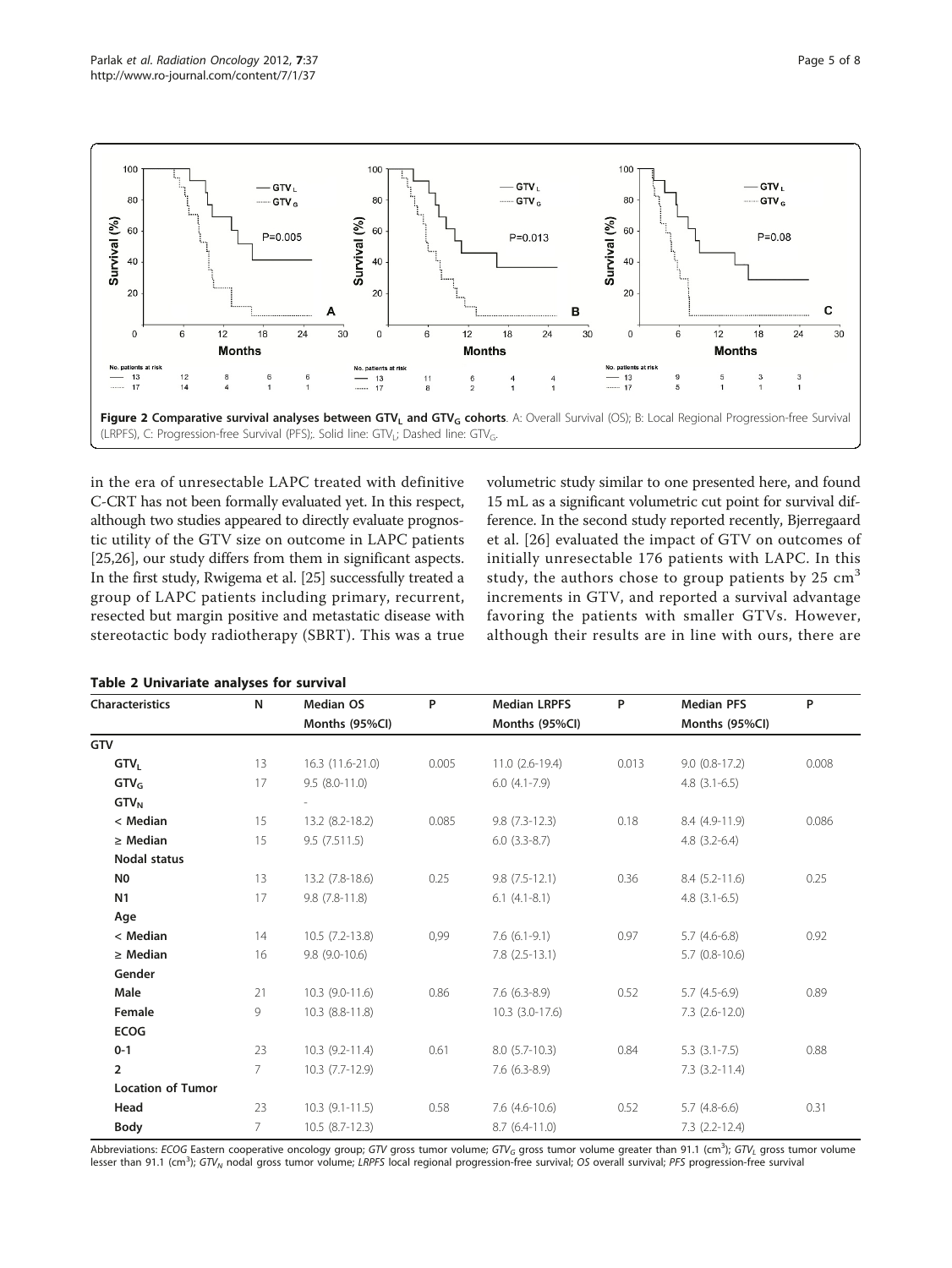Figure 2 Comparative survival analyses between $GTV_L$ and $GTV_G$ cohorts. A: Overall Survival (OS); B: Local Regional Progression-free Survival (LRPFS), C: Progression-free Survival (PFS);. Solid line: $GTV_L$; Dashed line: $GTV_G$.

in the era of unresectable LAPC treated with definitive C-CRT has not been formally evaluated yet. In this respect, although two studies appeared to directly evaluate prognostic utility of the GTV size on outcome in LAPC patients [25,26], our study differs from them in significant aspects. In the first study, Rwigema et al. [25] successfully treated a group of LAPC patients including primary, recurrent, resected but margin positive and metastatic disease with stereotactic body radiotherapy (SBRT). This was a true volumetric study similar to one presented here, and found 15 mL as a significant volumetric cut point for survival difference. In the second study reported recently, Bjerregaard et al. [26] evaluated the impact of GTV on outcomes of initially unresectable 176 patients with LAPC. In this study, the authors chose to group patients by 25 $cm^3$ increments in GTV, and reported a survival advantage favoring the patients with smaller GTVs. However, although their results are in line with ours, there are

**Table 2 Univariate analyses for survival**

| Characteristics | N | Median OS Months (95%CI) | P | Median LRPFS Months (95%CI) | P | Median PFS Months (95%CI) | P |
|---|---|---|---|---|---|---|---|
| **GTV** | | | | | | | |
| $GTV_L$ | 13 | 16.3 (11.6-21.0) | 0.005 | 11.0 (2.6-19.4) | 0.013 | 9.0 (0.8-17.2) | 0.008 |
| $GTV_G$ | 17 | 9.5 (8.0-11.0) | | 6.0 (4.1-7.9) | | 4.8 (3.1-6.5) | |
| $GTV_N$ | | - | | | | | |
| < Median | 15 | 13.2 (8.2-18.2) | 0.085 | 9.8 (7.3-12.3) | 0.18 | 8.4 (4.9-11.9) | 0.086 |
| ≥ Median | 15 | 9.5 (7.511.5) | | 6.0 (3.3-8.7) | | 4.8 (3.2-6.4) | |
| **Nodal status** | | | | | | | |
| **N0** | 13 | 13.2 (7.8-18.6) | 0.25 | 9.8 (7.5-12.1) | 0.36 | 8.4 (5.2-11.6) | 0.25 |
| **N1** | 17 | 9.8 (7.8-11.8) | | 6.1 (4.1-8.1) | | 4.8 (3.1-6.5) | |
| **Age** | | | | | | | |
| < Median | 14 | 10.5 (7.2-13.8) | 0,99 | 7.6 (6.1-9.1) | 0.97 | 5.7 (4.6-6.8) | 0.92 |
| ≥ Median | 16 | 9.8 (9.0-10.6) | | 7.8 (2.5-13.1) | | 5.7 (0.8-10.6) | |
| **Gender** | | | | | | | |
| **Male** | 21 | 10.3 (9.0-11.6) | 0.86 | 7.6 (6.3-8.9) | 0.52 | 5.7 (4.5-6.9) | 0.89 |
| **Female** | 9 | 10.3 (8.8-11.8) | | 10.3 (3.0-17.6) | | 7.3 (2.6-12.0) | |
| **ECOG** | | | | | | | |
| **0-1** | 23 | 10.3 (9.2-11.4) | 0.61 | 8.0 (5.7-10.3) | 0.84 | 5.3 (3.1-7.5) | 0.88 |
| **2** | 7 | 10.3 (7.7-12.9) | | 7.6 (6.3-8.9) | | 7.3 (3.2-11.4) | |
| **Location of Tumor** | | | | | | | |
| **Head** | 23 | 10.3 (9.1-11.5) | 0.58 | 7.6 (4.6-10.6) | 0.52 | 5.7 (4.8-6.6) | 0.31 |
| **Body** | 7 | 10.5 (8.7-12.3) | | 8.7 (6.4-11.0) | | 7.3 (2.2-12.4) | |

Abbreviations: *ECOG* Eastern cooperative oncology group; *GTV* gross tumor volume; $GTV_G$ gross tumor volume greater than 91.1 ($cm^3$); $GTV_L$ gross tumor volume lesser than 91.1 ($cm^3$); $GTV_N$ nodal gross tumor volume; *LRPFS* local regional progression-free survival; *OS* overall survival; *PFS* progression-free survival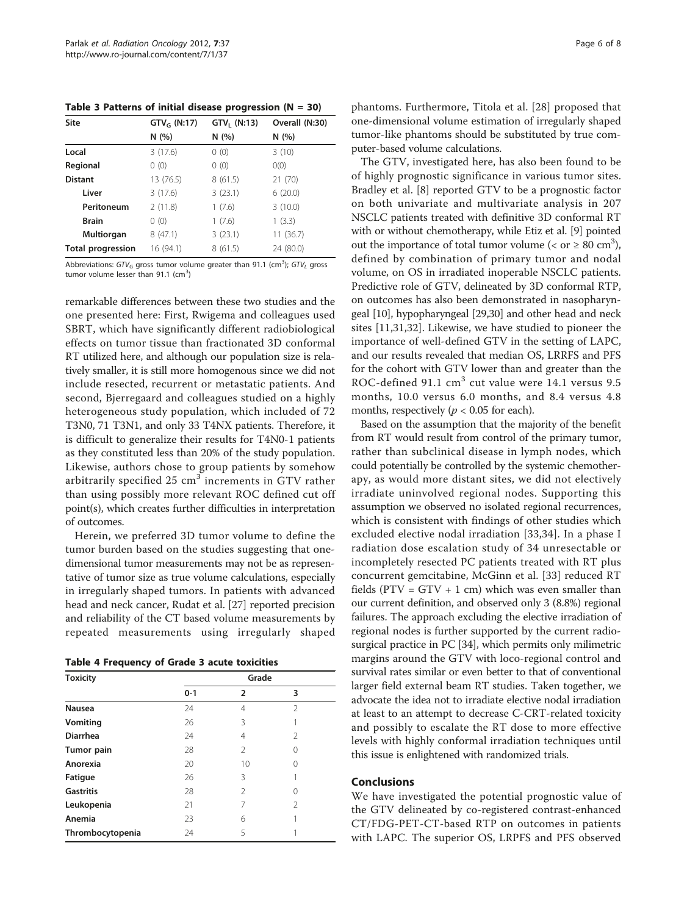**Table 3 Patterns of initial disease progression (N = 30)**

| Site | $GTV_G$ (N:17) | $GTV_L$ (N:13) | Overall (N:30) |
|---|---|---|---|
| | N (%) | N (%) | N (%) |
| **Local** | 3 (17.6) | 0 (0) | 3 (10) |
| **Regional** | 0 (0) | 0 (0) | 0(0) |
| **Distant** | 13 (76.5) | 8 (61.5) | 21 (70) |
| **Liver** | 3 (17.6) | 3 (23.1) | 6 (20.0) |
| **Peritoneum** | 2 (11.8) | 1 (7.6) | 3 (10.0) |
| **Brain** | 0 (0) | 1 (7.6) | 1 (3.3) |
| **Multiorgan** | 8 (47.1) | 3 (23.1) | 11 (36.7) |
| **Total progression** | 16 (94.1) | 8 (61.5) | 24 (80.0) |

Abbreviations: $GTV_G$ gross tumor volume greater than 91.1 (cm$^3$); $GTV_L$ gross tumor volume lesser than 91.1 (cm$^3$)

remarkable differences between these two studies and the one presented here: First, Rwigema and colleagues used SBRT, which have significantly different radiobiological effects on tumor tissue than fractionated 3D conformal RT utilized here, and although our population size is relatively smaller, it is still more homogenous since we did not include resected, recurrent or metastatic patients. And second, Bjerregaard and colleagues studied on a highly heterogeneous study population, which included of 72 T3N0, 71 T3N1, and only 33 T4NX patients. Therefore, it is difficult to generalize their results for T4N0-1 patients as they constituted less than 20% of the study population. Likewise, authors chose to group patients by somehow arbitrarily specified 25 cm$^3$ increments in GTV rather than using possibly more relevant ROC defined cut off point(s), which creates further difficulties in interpretation of outcomes.

Herein, we preferred 3D tumor volume to define the tumor burden based on the studies suggesting that one-dimensional tumor measurements may not be as representative of tumor size as true volume calculations, especially in irregularly shaped tumors. In patients with advanced head and neck cancer, Rudat et al. [27] reported precision and reliability of the CT based volume measurements by repeated measurements using irregularly shaped phantoms. Furthermore, Titola et al. [28] proposed that one-dimensional volume estimation of irregularly shaped tumor-like phantoms should be substituted by true computer-based volume calculations.

The GTV, investigated here, has also been found to be of highly prognostic significance in various tumor sites. Bradley et al. [8] reported GTV to be a prognostic factor on both univariate and multivariate analysis in 207 NSCLC patients treated with definitive 3D conformal RT with or without chemotherapy, while Etiz et al. [9] pointed out the importance of total tumor volume (< or ≥ 80 cm$^3$), defined by combination of primary tumor and nodal volume, on OS in irradiated inoperable NSCLC patients. Predictive role of GTV, delineated by 3D conformal RTP, on outcomes has also been demonstrated in nasopharyngeal [10], hypopharyngeal [29,30] and other head and neck sites [11,31,32]. Likewise, we have studied to pioneer the importance of well-defined GTV in the setting of LAPC, and our results revealed that median OS, LRRFS and PFS for the cohort with GTV lower than and greater than the ROC-defined 91.1 cm$^3$ cut value were 14.1 versus 9.5 months, 10.0 versus 6.0 months, and 8.4 versus 4.8 months, respectively ($p < 0.05$ for each).

Based on the assumption that the majority of the benefit from RT would result from control of the primary tumor, rather than subclinical disease in lymph nodes, which could potentially be controlled by the systemic chemotherapy, as would more distant sites, we did not electively irradiate uninvolved regional nodes. Supporting this assumption we observed no isolated regional recurrences, which is consistent with findings of other studies which excluded elective nodal irradiation [33,34]. In a phase I radiation dose escalation study of 34 unresectable or incompletely resected PC patients treated with RT plus concurrent gemcitabine, McGinn et al. [33] reduced RT fields (PTV = GTV + 1 cm) which was even smaller than our current definition, and observed only 3 (8.8%) regional failures. The approach excluding the elective irradiation of regional nodes is further supported by the current radiosurgical practice in PC [34], which permits only milimetric margins around the GTV with loco-regional control and survival rates similar or even better to that of conventional larger field external beam RT studies. Taken together, we advocate the idea not to irradiate elective nodal irradiation at least to an attempt to decrease C-CRT-related toxicity and possibly to escalate the RT dose to more effective levels with highly conformal irradiation techniques until this issue is enlightened with randomized trials.

**Table 4 Frequency of Grade 3 acute toxicities**

| Toxicity | Grade | | |
|---|---|---|---|
| | 0-1 | 2 | 3 |
| **Nausea** | 24 | 4 | 2 |
| **Vomiting** | 26 | 3 | 1 |
| **Diarrhea** | 24 | 4 | 2 |
| **Tumor pain** | 28 | 2 | 0 |
| **Anorexia** | 20 | 10 | 0 |
| **Fatigue** | 26 | 3 | 1 |
| **Gastritis** | 28 | 2 | 0 |
| **Leukopenia** | 21 | 7 | 2 |
| **Anemia** | 23 | 6 | 1 |
| **Thrombocytopenia** | 24 | 5 | 1 |

## Conclusions

We have investigated the potential prognostic value of the GTV delineated by co-registered contrast-enhanced CT/FDG-PET-CT-based RTP on outcomes in patients with LAPC. The superior OS, LRPFS and PFS observed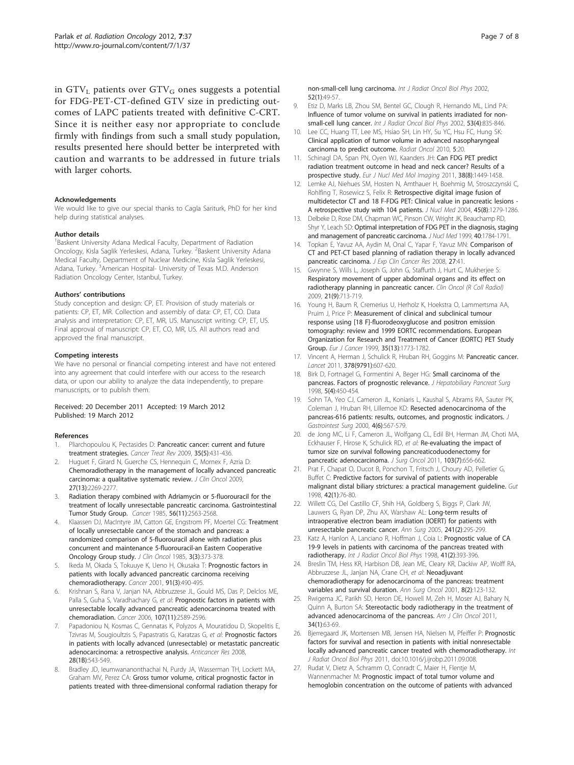in $GTV_L$ patients over $GTV_G$ ones suggests a potential for FDG-PET-CT-defined GTV size in predicting outcomes of LAPC patients treated with definitive C-CRT. Since it is neither easy nor appropriate to conclude firmly with findings from such a small study population, results presented here should better be interpreted with caution and warrants to be addressed in future trials with larger cohorts.

#### Acknowledgements

We would like to give our special thanks to Cagla Sariturk, PhD for her kind help during statistical analyses.

#### Author details

[1]Baskent University Adana Medical Faculty, Department of Radiation Oncology, Kisla Saglik Yerleskesi, Adana, Turkey. [2]Baskent University Adana Medical Faculty, Department of Nuclear Medicine, Kisla Saglik Yerleskesi, Adana, Turkey. [3]American Hospital- University of Texas M.D. Anderson Radiation Oncology Center, Istanbul, Turkey.

#### Authors' contributions

Study conception and design: CP, ET. Provision of study materials or patients: CP, ET, MR. Collection and assembly of data: CP, ET, CO. Data analysis and interpretation: CP, ET, MR, US. Manuscript writing: CP, ET, US. Final approval of manuscript: CP, ET, CO, MR, US. All authors read and approved the final manuscript.

#### Competing interests

We have no personal or financial competing interest and have not entered into any agreement that could interfere with our access to the research data, or upon our ability to analyze the data independently, to prepare manuscripts, or to publish them.

Received: 20 December 2011 Accepted: 19 March 2012
Published: 19 March 2012

#### References

1. Pliarchopoulou K, Pectasides D: **Pancreatic cancer: current and future treatment strategies.** *Cancer Treat Rev* 2009, **35(5)**:431-436.
2. Huguet F, Girard N, Guerche CS, Hennequin C, Mornex F, Azria D: **Chemoradiotherapy in the management of locally advanced pancreatic carcinoma: a qualitative systematic review.** *J Clin Oncol* 2009, **27(13)**:2269-2277.
3. **Radiation therapy combined with Adriamycin or 5-fluorouracil for the treatment of locally unresectable pancreatic carcinoma. Gastrointestinal Tumor Study Group.** *Cancer* 1985, **56(11)**:2563-2568.
4. Klaassen DJ, MacIntyre JM, Catton GE, Engstrom PF, Moertel CG: **Treatment of locally unresectable cancer of the stomach and pancreas: a randomized comparison of 5-fluorouracil alone with radiation plus concurrent and maintenance 5-fluorouracil-an Eastern Cooperative Oncology Group study.** *J Clin Oncol* 1985, **3(3)**:373-378.
5. Ikeda M, Okada S, Tokuuye K, Ueno H, Okusaka T: **Prognostic factors in patients with locally advanced pancreatic carcinoma receiving chemoradiotherapy.** *Cancer* 2001, **91(3)**:490-495.
6. Krishnan S, Rana V, Janjan NA, Abbruzzese JL, Gould MS, Das P, Delclos ME, Palla S, Guha S, Varadhachary G, *et al*: **Prognostic factors in patients with unresectable locally advanced pancreatic adenocarcinoma treated with chemoradiation.** *Cancer* 2006, **107(11)**:2589-2596.
7. Papadoniou N, Kosmas C, Gennatas K, Polyzos A, Mouratidou D, Skopelitis E, Tzivras M, Sougioultzis S, Papastratis G, Karatzas G, *et al*: **Prognostic factors in patients with locally advanced (unresectable) or metastatic pancreatic adenocarcinoma: a retrospective analysis.** *Anticancer Res* 2008, **28(1B)**:543-549.
8. Bradley JD, Ieumwananonthachai N, Purdy JA, Wasserman TH, Lockett MA, Graham MV, Perez CA: **Gross tumor volume, critical prognostic factor in patients treated with three-dimensional conformal radiation therapy for non-small-cell lung carcinoma.** *Int J Radiat Oncol Biol Phys* 2002, **52(1)**:49-57.
9. Etiz D, Marks LB, Zhou SM, Bentel GC, Clough R, Hernando ML, Lind PA: **Influence of tumor volume on survival in patients irradiated for non-small-cell lung cancer.** *Int J Radiat Oncol Biol Phys* 2002, **53(4)**:835-846.
10. Lee CC, Huang TT, Lee MS, Hsiao SH, Lin HY, Su YC, Hsu FC, Hung SK: **Clinical application of tumor volume in advanced nasopharyngeal carcinoma to predict outcome.** *Radiat Oncol* 2010, **5**:20.
11. Schinagl DA, Span PN, Oyen WJ, Kaanders JH: **Can FDG PET predict radiation treatment outcome in head and neck cancer? Results of a prospective study.** *Eur J Nucl Med Mol Imaging* 2011, **38(8)**:1449-1458.
12. Lemke AJ, Niehues SM, Hosten N, Amthauer H, Boehmig M, Stroszczynski C, Rohlfing T, Rosewicz S, Felix R: **Retrospective digital image fusion of multidetector CT and 18 F-FDG PET: Clinical value in pancreatic lesions - A retrospective study with 104 patients.** *J Nucl Med* 2004, **45(8)**:1279-1286.
13. Delbeke D, Rose DM, Chapman WC, Pinson CW, Wright JK, Beauchamp RD, Shyr Y, Leach SD: **Optimal interpretation of FDG PET in the diagnosis, staging and management of pancreatic carcinoma.** *J Nucl Med* 1999, **40**:1784-1791.
14. Topkan E, Yavuz AA, Aydin M, Onal C, Yapar F, Yavuz MN: **Comparison of CT and PET-CT based planning of radiation therapy in locally advanced pancreatic carcinoma.** *J Exp Clin Cancer Res* 2008, **27**:41.
15. Gwynne S, Wills L, Joseph G, John G, Staffurth J, Hurt C, Mukherjee S: **Respiratory movement of upper abdominal organs and its effect on radiotherapy planning in pancreatic cancer.** *Clin Oncol (R Coll Radiol)* 2009, **21(9)**:713-719.
16. Young H, Baum R, Cremerius U, Herholz K, Hoekstra O, Lammertsma AA, Pruim J, Price P: **Measurement of clinical and subclinical tumour response using [18 F]-fluorodeoxyglucose and positron emission tomography: review and 1999 EORTC recommendations. European Organization for Research and Treatment of Cancer (EORTC) PET Study Group.** *Eur J Cancer* 1999, **35(13)**:1773-1782.
17. Vincent A, Herman J, Schulick R, Hruban RH, Goggins M: **Pancreatic cancer.** *Lancet* 2011, **378(9791)**:607-620.
18. Birk D, Fortnagel G, Formentini A, Beger HG: **Small carcinoma of the pancreas. Factors of prognostic relevance.** *J Hepatobiliary Pancreat Surg* 1998, **5(4)**:450-454.
19. Sohn TA, Yeo CJ, Cameron JL, Koniaris L, Kaushal S, Abrams RA, Sauter PK, Coleman J, Hruban RH, Lillemoe KD: **Resected adenocarcinoma of the pancreas-616 patients: results, outcomes, and prognostic indicators.** *J Gastrointest Surg* 2000, **4(6)**:567-579.
20. de Jong MC, Li F, Cameron JL, Wolfgang CL, Edil BH, Herman JM, Choti MA, Eckhauser F, Hirose K, Schulick RD, *et al*: **Re-evaluating the impact of tumor size on survival following pancreaticoduodenectomy for pancreatic adenocarcinoma.** *J Surg Oncol* 2011, **103(7)**:656-662.
21. Prat F, Chapat O, Ducot B, Ponchon T, Fritsch J, Choury AD, Pelletier G, Buffet C: **Predictive factors for survival of patients with inoperable malignant distal biliary strictures: a practical management guideline.** *Gut* 1998, **42(1)**:76-80.
22. Willett CG, Del Castillo CF, Shih HA, Goldberg S, Biggs P, Clark JW, Lauwers G, Ryan DP, Zhu AX, Warshaw AL: **Long-term results of intraoperative electron beam irradiation (IOERT) for patients with unresectable pancreatic cancer.** *Ann Surg* 2005, **241(2)**:295-299.
23. Katz A, Hanlon A, Lanciano R, Hoffman J, Coia L: **Prognostic value of CA 19-9 levels in patients with carcinoma of the pancreas treated with radiotherapy.** *Int J Radiat Oncol Biol Phys* 1998, **41(2)**:393-396.
24. Breslin TM, Hess KR, Harbison DB, Jean ME, Cleary KR, Dackiw AP, Wolff RA, Abbruzzese JL, Janjan NA, Crane CH, *et al*: **Neoadjuvant chemoradiotherapy for adenocarcinoma of the pancreas: treatment variables and survival duration.** *Ann Surg Oncol* 2001, **8(2)**:123-132.
25. Rwigema JC, Parikh SD, Heron DE, Howell M, Zeh H, Moser AJ, Bahary N, Quinn A, Burton SA: **Stereotactic body radiotherapy in the treatment of advanced adenocarcinoma of the pancreas.** *Am J Clin Oncol* 2011, **34(1)**:63-69.
26. Bjerregaard JK, Mortensen MB, Jensen HA, Nielsen M, Pfeiffer P: **Prognostic factors for survival and resection in patients with initial nonresectable locally advanced pancreatic cancer treated with chemoradiotherapy.** *Int J Radiat Oncol Biol Phys* 2011, doi:10.1016/j.ijrobp.2011.09.008.
27. Rudat V, Dietz A, Schramm O, Conradt C, Maier H, Flentje M, Wannenmacher M: **Prognostic impact of total tumor volume and hemoglobin concentration on the outcome of patients with advanced**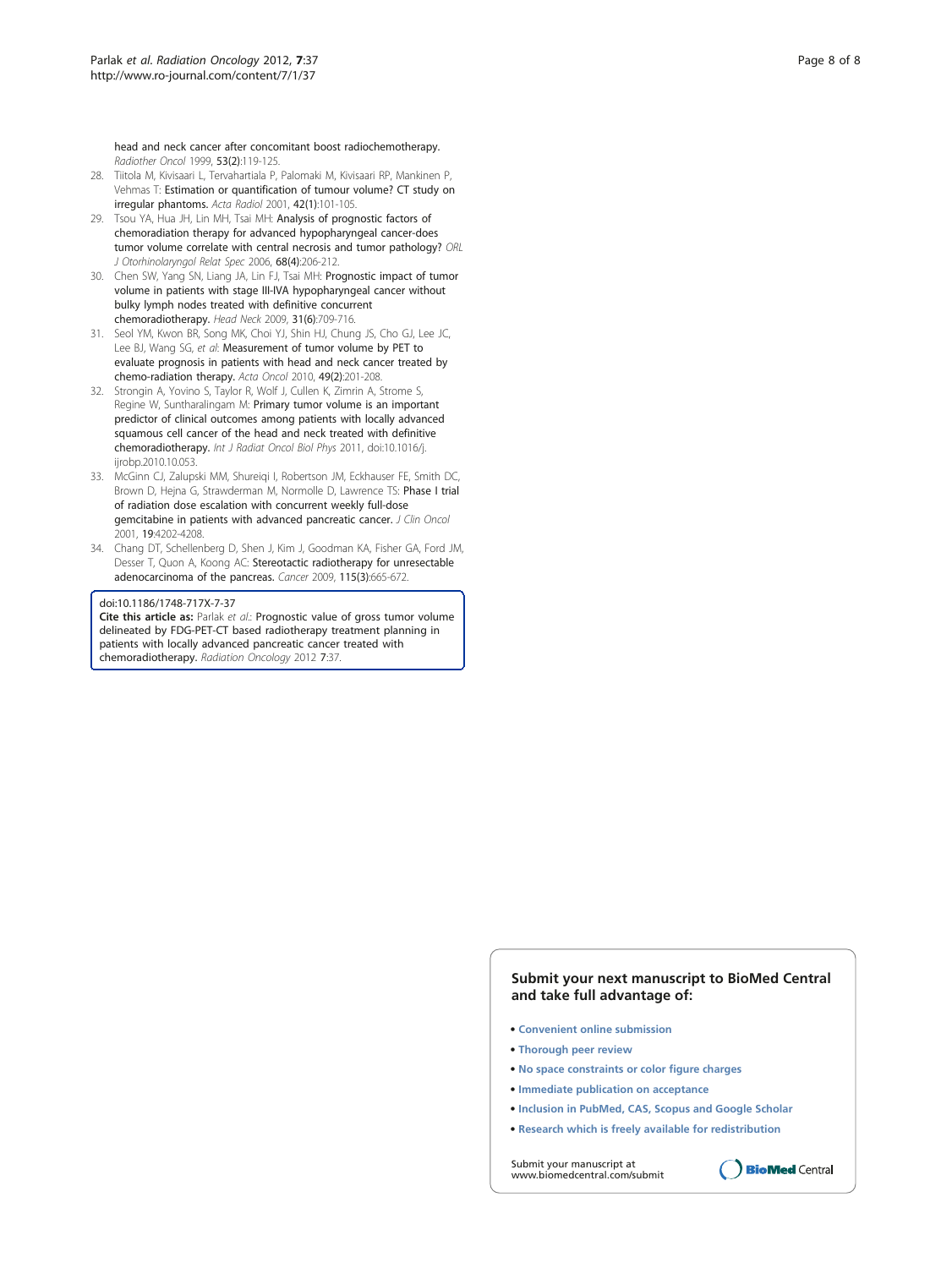head and neck cancer after concomitant boost radiochemotherapy. *Radiother Oncol* 1999, **53(2)**:119-125.

28. Tiitola M, Kivisaari L, Tervahartiala P, Palomaki M, Kivisaari RP, Mankinen P, Vehmas T: **Estimation or quantification of tumour volume? CT study on irregular phantoms.** *Acta Radiol* 2001, **42(1)**:101-105.
29. Tsou YA, Hua JH, Lin MH, Tsai MH: **Analysis of prognostic factors of chemoradiation therapy for advanced hypopharyngeal cancer-does tumor volume correlate with central necrosis and tumor pathology?** *ORL J Otorhinolaryngol Relat Spec* 2006, **68(4)**:206-212.
30. Chen SW, Yang SN, Liang JA, Lin FJ, Tsai MH: **Prognostic impact of tumor volume in patients with stage III-IVA hypopharyngeal cancer without bulky lymph nodes treated with definitive concurrent chemoradiotherapy.** *Head Neck* 2009, **31(6)**:709-716.
31. Seol YM, Kwon BR, Song MK, Choi YJ, Shin HJ, Chung JS, Cho GJ, Lee JC, Lee BJ, Wang SG, *et al*: **Measurement of tumor volume by PET to evaluate prognosis in patients with head and neck cancer treated by chemo-radiation therapy.** *Acta Oncol* 2010, **49(2)**:201-208.
32. Strongin A, Yovino S, Taylor R, Wolf J, Cullen K, Zimrin A, Strome S, Regine W, Suntharalingam M: **Primary tumor volume is an important predictor of clinical outcomes among patients with locally advanced squamous cell cancer of the head and neck treated with definitive chemoradiotherapy.** *Int J Radiat Oncol Biol Phys* 2011, doi:10.1016/j.ijrobp.2010.10.053.
33. McGinn CJ, Zalupski MM, Shureiqi I, Robertson JM, Eckhauser FE, Smith DC, Brown D, Hejna G, Strawderman M, Normolle D, Lawrence TS: **Phase I trial of radiation dose escalation with concurrent weekly full-dose gemcitabine in patients with advanced pancreatic cancer.** *J Clin Oncol* 2001, **19**:4202-4208.
34. Chang DT, Schellenberg D, Shen J, Kim J, Goodman KA, Fisher GA, Ford JM, Desser T, Quon A, Koong AC: **Stereotactic radiotherapy for unresectable adenocarcinoma of the pancreas.** *Cancer* 2009, **115(3)**:665-672.

doi:10.1186/1748-717X-7-37

**Cite this article as:** Parlak *et al.*: Prognostic value of gross tumor volume delineated by FDG-PET-CT based radiotherapy treatment planning in patients with locally advanced pancreatic cancer treated with chemoradiotherapy. *Radiation Oncology* 2012 7:37.

**Submit your next manuscript to BioMed Central and take full advantage of:**

- Convenient online submission
- Thorough peer review
- No space constraints or color figure charges
- Immediate publication on acceptance
- Inclusion in PubMed, CAS, Scopus and Google Scholar
- Research which is freely available for redistribution

Submit your manuscript at www.biomedcentral.com/submit

BioMed Central